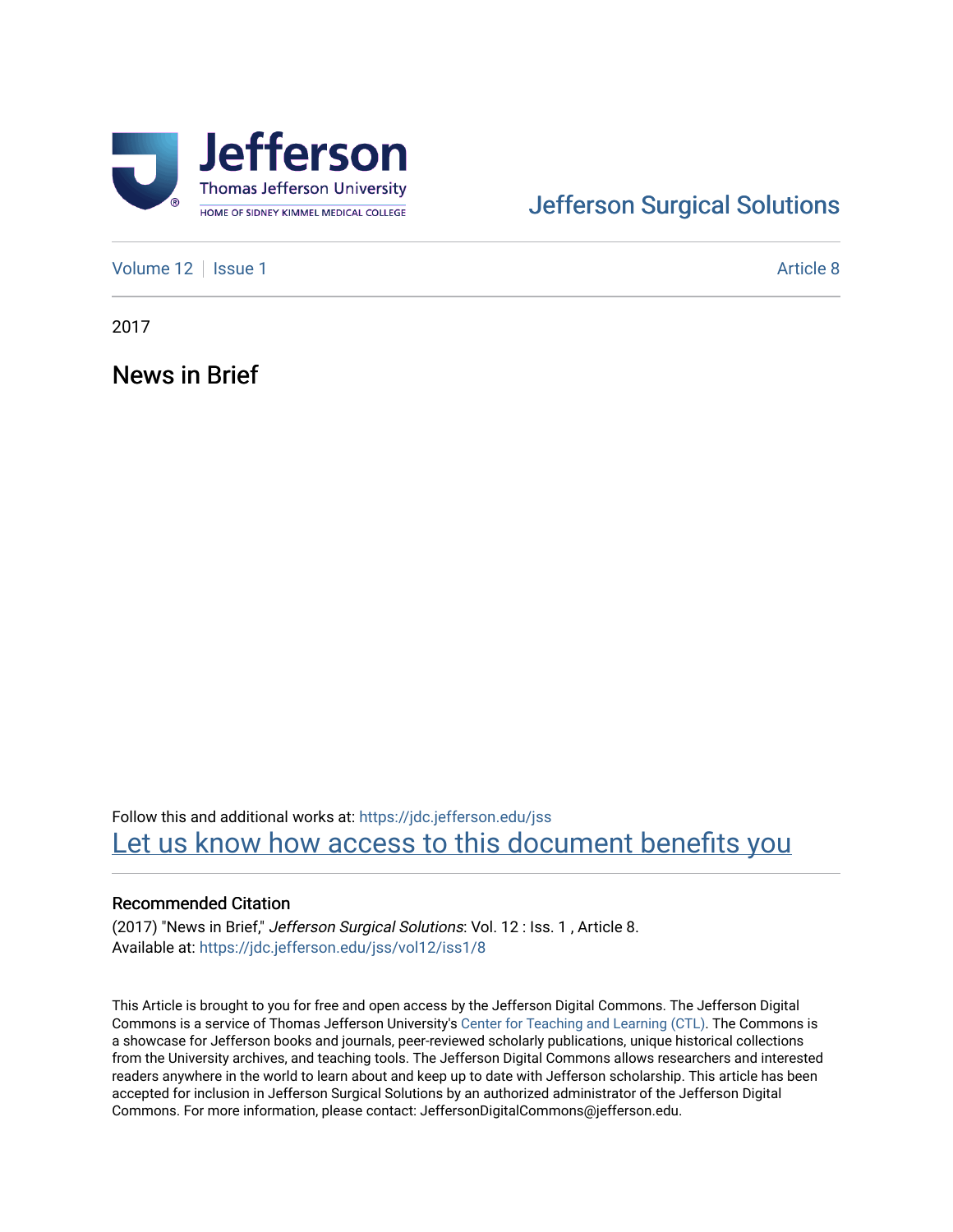Jefferson Surgical Solutions

Volume 12 | Issue 1

Article 8

2017

# News in Brief

Follow this and additional works at: https://jdc.jefferson.edu/jss

Let us know how access to this document benefits you

## Recommended Citation

(2017) "News in Brief," *Jefferson Surgical Solutions*: Vol. 12 : Iss. 1 , Article 8.
Available at: https://jdc.jefferson.edu/jss/vol12/iss1/8

This Article is brought to you for free and open access by the Jefferson Digital Commons. The Jefferson Digital Commons is a service of Thomas Jefferson University's Center for Teaching and Learning (CTL). The Commons is a showcase for Jefferson books and journals, peer-reviewed scholarly publications, unique historical collections from the University archives, and teaching tools. The Jefferson Digital Commons allows researchers and interested readers anywhere in the world to learn about and keep up to date with Jefferson scholarship. This article has been accepted for inclusion in Jefferson Surgical Solutions by an authorized administrator of the Jefferson Digital Commons. For more information, please contact: JeffersonDigitalCommons@jefferson.edu.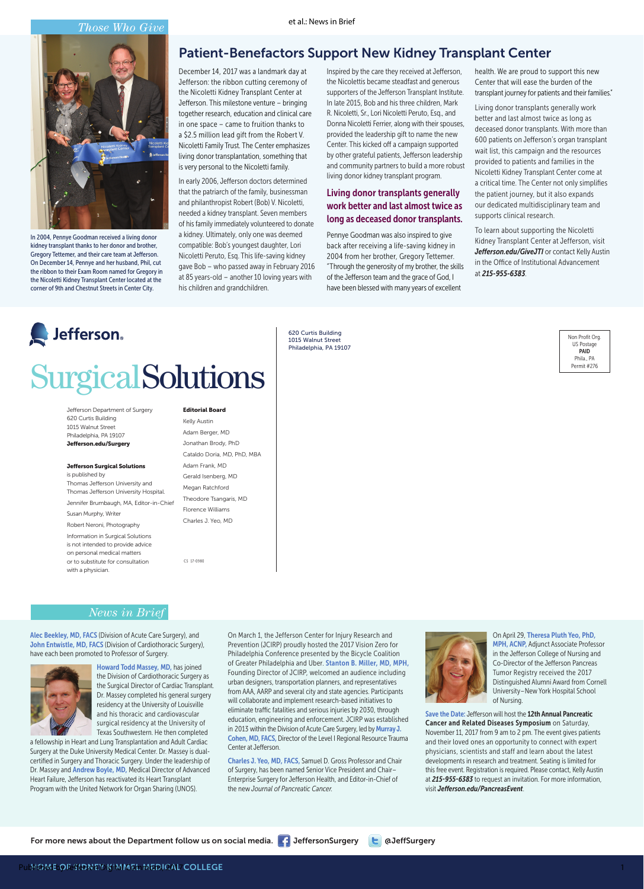*Those Who Give*

## Patient-Benefactors Support New Kidney Transplant Center

In 2004, Pennye Goodman received a living donor kidney transplant thanks to her donor and brother, Gregory Tettemer, and their care team at Jefferson. On December 14, Pennye and her husband, Phil, cut the ribbon to their Exam Room named for Gregory in the Nicoletti Kidney Transplant Center located at the corner of 9th and Chestnut Streets in Center City.

December 14, 2017 was a landmark day at Jefferson: the ribbon cutting ceremony of the Nicoletti Kidney Transplant Center at Jefferson. This milestone venture – bringing together research, education and clinical care in one space – came to fruition thanks to a $2.5 million lead gift from the Robert V. Nicoletti Family Trust. The Center emphasizes living donor transplantation, something that is very personal to the Nicoletti family.

In early 2006, Jefferson doctors determined that the patriarch of the family, businessman and philanthropist Robert (Bob) V. Nicoletti, needed a kidney transplant. Seven members of his family immediately volunteered to donate a kidney. Ultimately, only one was deemed compatible: Bob's youngest daughter, Lori Nicoletti Peruto, Esq. This life-saving kidney gave Bob – who passed away in February 2016 at 85 years-old – another 10 loving years with his children and grandchildren.

Inspired by the care they received at Jefferson, the Nicolettis became steadfast and generous supporters of the Jefferson Transplant Institute. In late 2015, Bob and his three children, Mark R. Nicoletti, Sr., Lori Nicoletti Peruto, Esq., and Donna Nicoletti Ferrier, along with their spouses, provided the leadership gift to name the new Center. This kicked off a campaign supported by other grateful patients, Jefferson leadership and community partners to build a more robust living donor kidney transplant program.

**Living donor transplants generally work better and last almost twice as long as deceased donor transplants.**

Pennye Goodman was also inspired to give back after receiving a life-saving kidney in 2004 from her brother, Gregory Tettemer. "Through the generosity of my brother, the skills of the Jefferson team and the grace of God, I have been blessed with many years of excellent health. We are proud to support this new Center that will ease the burden of the transplant journey for patients and their families."

Living donor transplants generally work better and last almost twice as long as deceased donor transplants. With more than 600 patients on Jefferson's organ transplant wait list, this campaign and the resources provided to patients and families in the Nicoletti Kidney Transplant Center come at a critical time. The Center not only simplifies the patient journey, but it also expands our dedicated multidisciplinary team and supports clinical research.

To learn about supporting the Nicoletti Kidney Transplant Center at Jefferson, visit ***Jefferson.edu/GiveJTI*** or contact Kelly Austin in the Office of Institutional Advancement at ***215-955-6383***.

Jefferson.

# Surgical Solutions

620 Curtis Building
1015 Walnut Street
Philadelphia, PA 19107

Non Profit Org.
US Postage
**PAID**
Phila., PA
Permit #276

Jefferson Department of Surgery
620 Curtis Building
1015 Walnut Street
Philadelphia, PA 19107
**Jefferson.edu/Surgery**

**Jefferson Surgical Solutions** is published by Thomas Jefferson University and Thomas Jefferson University Hospital.

Jennifer Brumbaugh, MA, Editor-in-Chief
Susan Murphy, Writer
Robert Neroni, Photography

Information in Surgical Solutions is not intended to provide advice on personal medical matters or to substitute for consultation with a physician.

**Editorial Board**
Kelly Austin
Adam Berger, MD
Jonathan Brody, PhD
Cataldo Doria, MD, PhD, MBA
Adam Frank, MD
Gerald Isenberg, MD
Megan Ratchford
Theodore Tsangaris, MD
Florence Williams
Charles J. Yeo, MD

CS 17-0980

*News in Brief*

**Alec Beekley, MD, FACS** (Division of Acute Care Surgery), and **John Entwistle, MD, FACS** (Division of Cardiothoracic Surgery), have each been promoted to Professor of Surgery.

**Howard Todd Massey, MD,** has joined the Division of Cardiothoracic Surgery as the Surgical Director of Cardiac Transplant. Dr. Massey completed his general surgery residency at the University of Louisville and his thoracic and cardiovascular surgical residency at the University of Texas Southwestern. He then completed a fellowship in Heart and Lung Transplantation and Adult Cardiac Surgery at the Duke University Medical Center. Dr. Massey is dual-certified in Surgery and Thoracic Surgery. Under the leadership of Dr. Massey and **Andrew Boyle, MD,** Medical Director of Advanced Heart Failure, Jefferson has reactivated its Heart Transplant Program with the United Network for Organ Sharing (UNOS).

On March 1, the Jefferson Center for Injury Research and Prevention (JCIRP) proudly hosted the 2017 Vision Zero for Philadelphia Conference presented by the Bicycle Coalition of Greater Philadelphia and Uber. **Stanton B. Miller, MD, MPH,** Founding Director of JCIRP, welcomed an audience including urban designers, transportation planners, and representatives from AAA, AARP and several city and state agencies. Participants will collaborate and implement research-based initiatives to eliminate traffic fatalities and serious injuries by 2030, through education, engineering and enforcement. JCIRP was established in 2013 within the Division of Acute Care Surgery, led by **Murray J. Cohen, MD, FACS,** Director of the Level I Regional Resource Trauma Center at Jefferson.

**Charles J. Yeo, MD, FACS,** Samuel D. Gross Professor and Chair of Surgery, has been named Senior Vice President and Chair–Enterprise Surgery for Jefferson Health, and Editor-in-Chief of the new *Journal of Pancreatic Cancer.*

On April 29, **Theresa Pluth Yeo, PhD, MPH, ACNP,** Adjunct Associate Professor in the Jefferson College of Nursing and Co-Director of the Jefferson Pancreas Tumor Registry received the 2017 Distinguished Alumni Award from Cornell University–New York Hospital School of Nursing.

**Save the Date:** Jefferson will host the **12th Annual Pancreatic Cancer and Related Diseases Symposium** on Saturday, November 11, 2017 from 9 am to 2 pm. The event gives patients and their loved ones an opportunity to connect with expert physicians, scientists and staff and learn about the latest developments in research and treatment. Seating is limited for this free event. Registration is required. Please contact, Kelly Austin at ***215-955-6383*** to request an invitation. For more information, visit ***Jefferson.edu/PancreasEvent***.

**For more news about the Department follow us on social media.** JeffersonSurgery @JeffSurgery

HOME OF SIDNEY KIMMEL MEDICAL COLLEGE